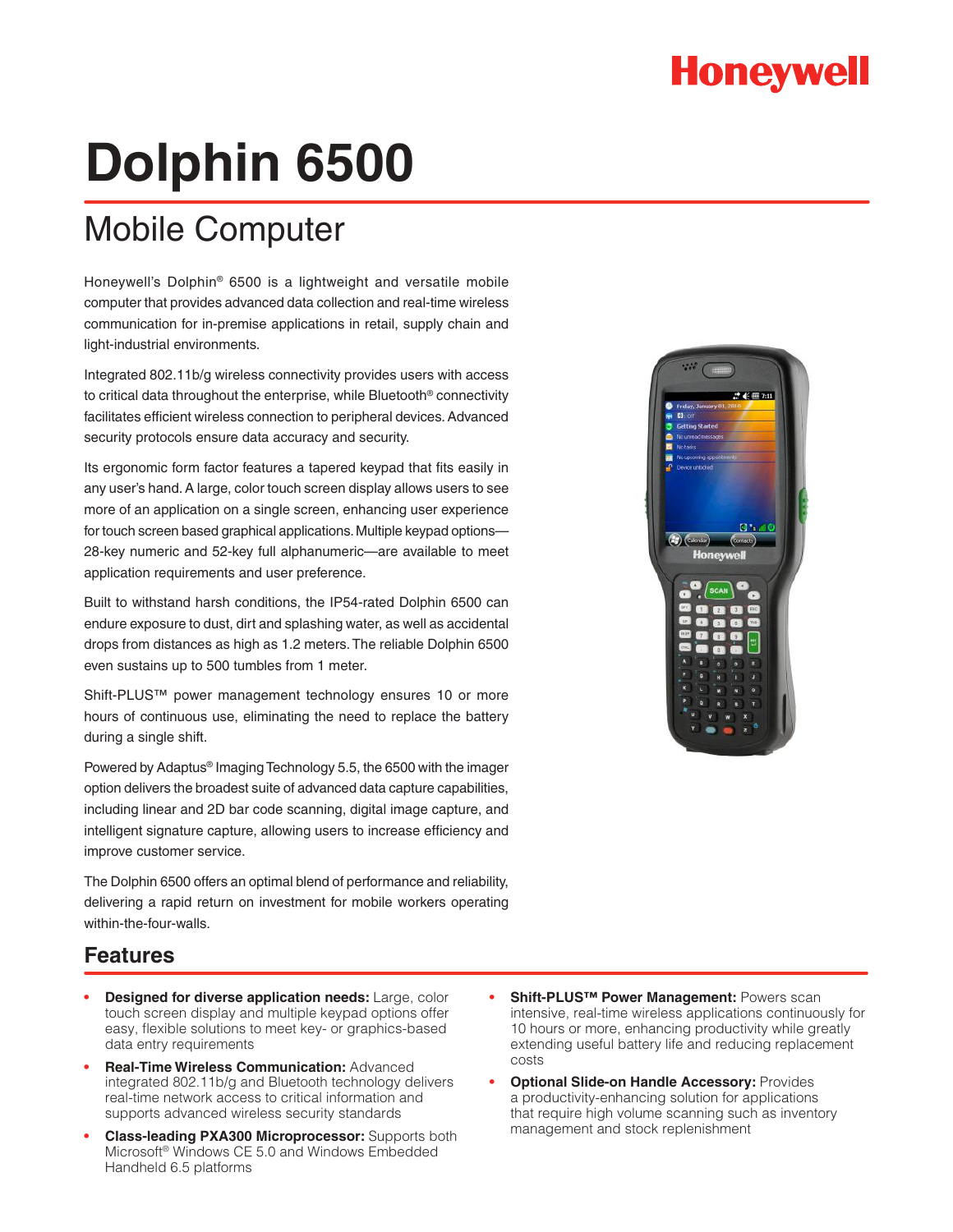Honeywell

# Dolphin 6500

## Mobile Computer

Honeywell's Dolphin® 6500 is a lightweight and versatile mobile computer that provides advanced data collection and real-time wireless communication for in-premise applications in retail, supply chain and light-industrial environments.

Integrated 802.11b/g wireless connectivity provides users with access to critical data throughout the enterprise, while Bluetooth® connectivity facilitates efficient wireless connection to peripheral devices. Advanced security protocols ensure data accuracy and security.

Its ergonomic form factor features a tapered keypad that fits easily in any user's hand. A large, color touch screen display allows users to see more of an application on a single screen, enhancing user experience for touch screen based graphical applications. Multiple keypad options—28-key numeric and 52-key full alphanumeric—are available to meet application requirements and user preference.

Built to withstand harsh conditions, the IP54-rated Dolphin 6500 can endure exposure to dust, dirt and splashing water, as well as accidental drops from distances as high as 1.2 meters. The reliable Dolphin 6500 even sustains up to 500 tumbles from 1 meter.

Shift-PLUS™ power management technology ensures 10 or more hours of continuous use, eliminating the need to replace the battery during a single shift.

Powered by Adaptus® Imaging Technology 5.5, the 6500 with the imager option delivers the broadest suite of advanced data capture capabilities, including linear and 2D bar code scanning, digital image capture, and intelligent signature capture, allowing users to increase efficiency and improve customer service.

The Dolphin 6500 offers an optimal blend of performance and reliability, delivering a rapid return on investment for mobile workers operating within-the-four-walls.

## Features

- **Designed for diverse application needs:** Large, color touch screen display and multiple keypad options offer easy, flexible solutions to meet key- or graphics-based data entry requirements
- **Real-Time Wireless Communication:** Advanced integrated 802.11b/g and Bluetooth technology delivers real-time network access to critical information and supports advanced wireless security standards
- **Class-leading PXA300 Microprocessor:** Supports both Microsoft® Windows CE 5.0 and Windows Embedded Handheld 6.5 platforms
- **Shift-PLUS™ Power Management:** Powers scan intensive, real-time wireless applications continuously for 10 hours or more, enhancing productivity while greatly extending useful battery life and reducing replacement costs
- **Optional Slide-on Handle Accessory:** Provides a productivity-enhancing solution for applications that require high volume scanning such as inventory management and stock replenishment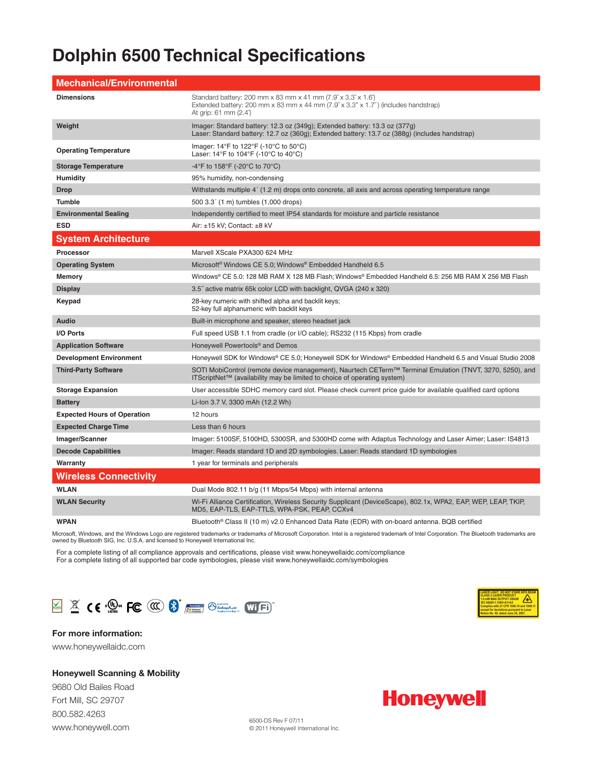# Dolphin 6500 Technical Specifications

## Mechanical/Environmental

| | |
|---|---|
| **Dimensions** | Standard battery: 200 mm x 83 mm x 41 mm (7.9˝ x 3.3˝ x 1.6˝)<br>Extended battery: 200 mm x 83 mm x 44 mm (7.9˝ x 3.3" x 1.7˝) (includes handstrap)<br>At grip: 61 mm (2.4˝) |
| **Weight** | Imager: Standard battery: 12.3 oz (349g); Extended battery: 13.3 oz (377g)<br>Laser: Standard battery: 12.7 oz (360g); Extended battery: 13.7 oz (388g) (includes handstrap) |
| **Operating Temperature** | Imager: 14°F to 122°F (-10°C to 50°C)<br>Laser: 14°F to 104°F (-10°C to 40°C) |
| **Storage Temperature** | -4°F to 158°F (-20°C to 70°C) |
| **Humidity** | 95% humidity, non-condensing |
| **Drop** | Withstands multiple 4´ (1.2 m) drops onto concrete, all axis and across operating temperature range |
| **Tumble** | 500 3.3´ (1 m) tumbles (1,000 drops) |
| **Environmental Sealing** | Independently certified to meet IP54 standards for moisture and particle resistance |
| **ESD** | Air: ±15 kV; Contact: ±8 kV |

## System Architecture

| | |
|---|---|
| **Processor** | Marvell XScale PXA300 624 MHz |
| **Operating System** | Microsoft® Windows CE 5.0; Windows® Embedded Handheld 6.5 |
| **Memory** | Windows® CE 5.0: 128 MB RAM X 128 MB Flash; Windows® Embedded Handheld 6.5: 256 MB RAM X 256 MB Flash |
| **Display** | 3.5˝ active matrix 65k color LCD with backlight, QVGA (240 x 320) |
| **Keypad** | 28-key numeric with shifted alpha and backlit keys;<br>52-key full alphanumeric with backlit keys |
| **Audio** | Built-in microphone and speaker, stereo headset jack |
| **I/O Ports** | Full speed USB 1.1 from cradle (or I/O cable); RS232 (115 Kbps) from cradle |
| **Application Software** | Honeywell Powertools® and Demos |
| **Development Environment** | Honeywell SDK for Windows® CE 5.0; Honeywell SDK for Windows® Embedded Handheld 6.5 and Visual Studio 2008 |
| **Third-Party Software** | SOTI MobiControl (remote device management), Naurtech CETerm™ Terminal Emulation (TNVT, 3270, 5250), and ITScriptNet™ (availability may be limited to choice of operating system) |
| **Storage Expansion** | User accessible SDHC memory card slot. Please check current price guide for available qualified card options |
| **Battery** | Li-Ion 3.7 V, 3300 mAh (12.2 Wh) |
| **Expected Hours of Operation** | 12 hours |
| **Expected Charge Time** | Less than 6 hours |
| **Imager/Scanner** | Imager: 5100SF, 5100HD, 5300SR, and 5300HD come with Adaptus Technology and Laser Aimer; Laser: IS4813 |
| **Decode Capabilities** | Imager: Reads standard 1D and 2D symbologies. Laser: Reads standard 1D symbologies |
| **Warranty** | 1 year for terminals and peripherals |

## Wireless Connectivity

| | |
|---|---|
| **WLAN** | Dual Mode 802.11 b/g (11 Mbps/54 Mbps) with internal antenna |
| **WLAN Security** | Wi-Fi Alliance Certification, Wireless Security Supplicant (DeviceScape), 802.1x, WPA2, EAP, WEP, LEAP, TKIP, MD5, EAP-TLS, EAP-TTLS, WPA-PSK, PEAP, CCXv4 |
| **WPAN** | Bluetooth® Class II (10 m) v2.0 Enhanced Data Rate (EDR) with on-board antenna. BQB certified |

Microsoft, Windows, and the Windows Logo are registered trademarks or trademarks of Microsoft Corporation. Intel is a registered trademark of Intel Corporation. The Bluetooth trademarks are owned by Bluetooth SIG, Inc. U.S.A. and licensed to Honeywell International Inc.

For a complete listing of all compliance approvals and certifications, please visit www.honeywellaidc.com/compliance
For a complete listing of all supported bar code symbologies, please visit www.honeywellaidc.com/symbologies

LASER LIGHT. DO NOT STARE INTO BEAM
CLASS 2 LASER PRODUCT
1.0 mW MAX OUTPUT: 650nM
IEC 60825-1:1993+A1+A2
Complies with 21 CFR 1040.10 and 1040.11 except for deviations pursuant to Laser Notice No. 50, dated June 24, 2007.

### For more information:

www.honeywellaidc.com

### Honeywell Scanning & Mobility

9680 Old Bailes Road
Fort Mill, SC 29707
800.582.4263
www.honeywell.com

6500-DS Rev F 07/11
© 2011 Honeywell International Inc.

Honeywell